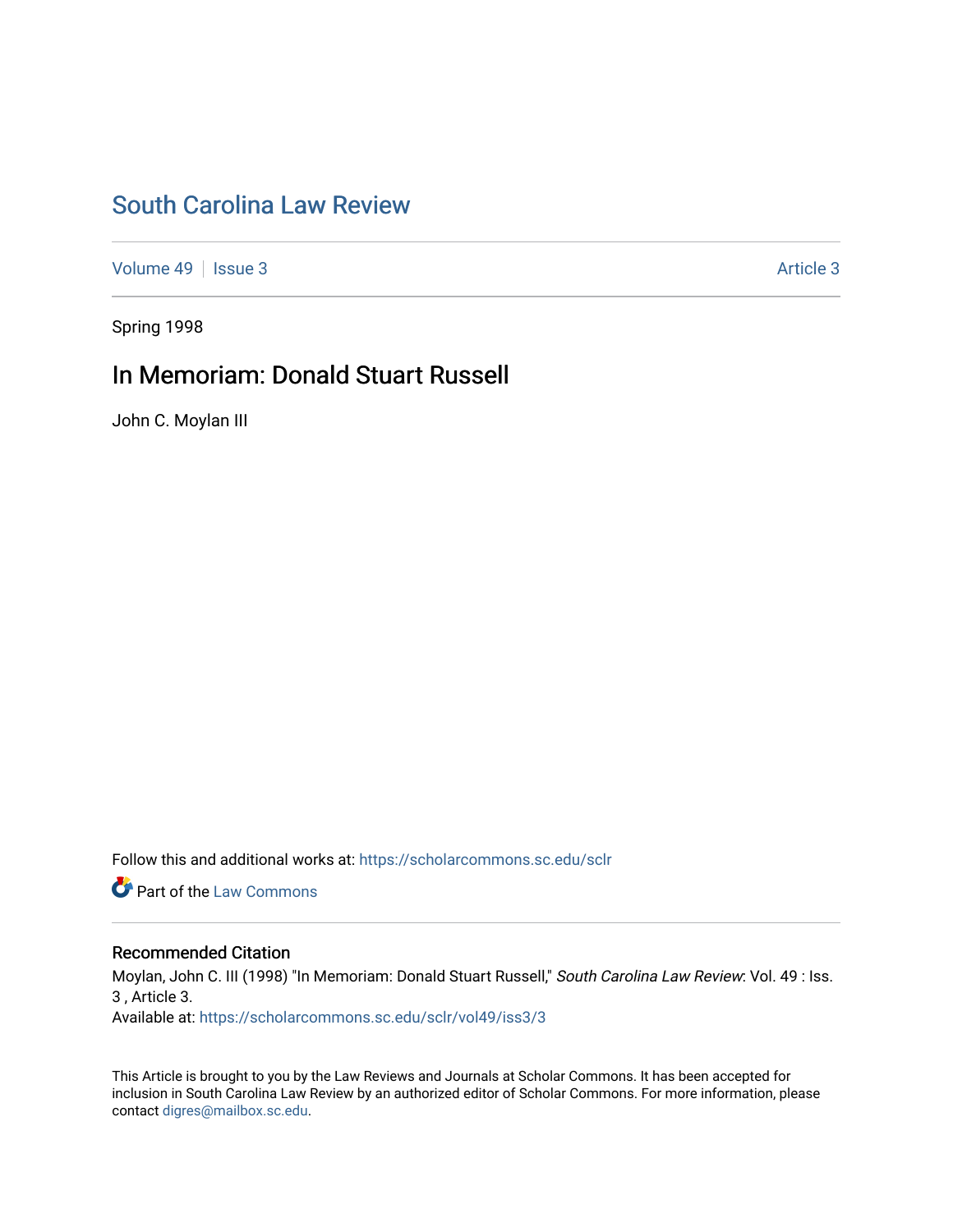# South Carolina Law Review

Volume 49 | Issue 3 | Article 3

Spring 1998

## In Memoriam: Donald Stuart Russell

John C. Moylan III

Follow this and additional works at: https://scholarcommons.sc.edu/sclr

Part of the Law Commons

### Recommended Citation

Moylan, John C. III (1998) "In Memoriam: Donald Stuart Russell," *South Carolina Law Review*: Vol. 49 : Iss. 3 , Article 3.
Available at: https://scholarcommons.sc.edu/sclr/vol49/iss3/3

This Article is brought to you by the Law Reviews and Journals at Scholar Commons. It has been accepted for inclusion in South Carolina Law Review by an authorized editor of Scholar Commons. For more information, please contact digres@mailbox.sc.edu.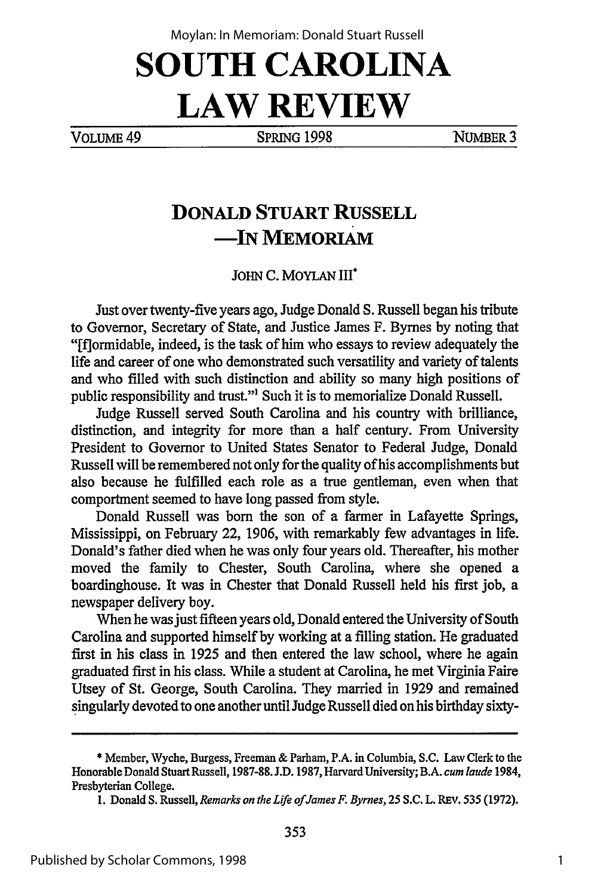# SOUTH CAROLINA LAW REVIEW

VOLUME 49 SPRING 1998 NUMBER 3

## DONALD STUART RUSSELL —IN MEMORIAM

JOHN C. MOYLAN III*

Just over twenty-five years ago, Judge Donald S. Russell began his tribute to Governor, Secretary of State, and Justice James F. Byrnes by noting that "[f]ormidable, indeed, is the task of him who essays to review adequately the life and career of one who demonstrated such versatility and variety of talents and who filled with such distinction and ability so many high positions of public responsibility and trust."[1] Such it is to memorialize Donald Russell.

Judge Russell served South Carolina and his country with brilliance, distinction, and integrity for more than a half century. From University President to Governor to United States Senator to Federal Judge, Donald Russell will be remembered not only for the quality of his accomplishments but also because he fulfilled each role as a true gentleman, even when that comportment seemed to have long passed from style.

Donald Russell was born the son of a farmer in Lafayette Springs, Mississippi, on February 22, 1906, with remarkably few advantages in life. Donald's father died when he was only four years old. Thereafter, his mother moved the family to Chester, South Carolina, where she opened a boardinghouse. It was in Chester that Donald Russell held his first job, a newspaper delivery boy.

When he was just fifteen years old, Donald entered the University of South Carolina and supported himself by working at a filling station. He graduated first in his class in 1925 and then entered the law school, where he again graduated first in his class. While a student at Carolina, he met Virginia Faire Utsey of St. George, South Carolina. They married in 1929 and remained singularly devoted to one another until Judge Russell died on his birthday sixty-

---

\* Member, Wyche, Burgess, Freeman & Parham, P.A. in Columbia, S.C. Law Clerk to the Honorable Donald Stuart Russell, 1987-88. J.D. 1987, Harvard University; B.A. *cum laude* 1984, Presbyterian College.

1. Donald S. Russell, *Remarks on the Life of James F. Byrnes*, 25 S.C. L. REV. 535 (1972).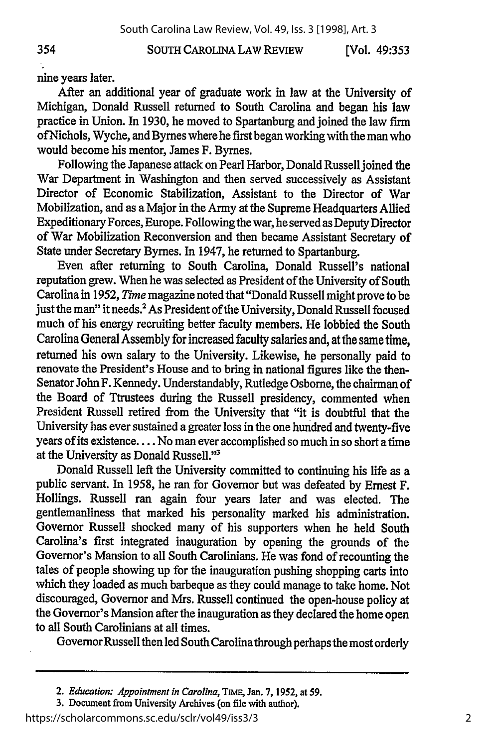nine years later.

After an additional year of graduate work in law at the University of Michigan, Donald Russell returned to South Carolina and began his law practice in Union. In 1930, he moved to Spartanburg and joined the law firm of Nichols, Wyche, and Byrnes where he first began working with the man who would become his mentor, James F. Byrnes.

Following the Japanese attack on Pearl Harbor, Donald Russell joined the War Department in Washington and then served successively as Assistant Director of Economic Stabilization, Assistant to the Director of War Mobilization, and as a Major in the Army at the Supreme Headquarters Allied Expeditionary Forces, Europe. Following the war, he served as Deputy Director of War Mobilization Reconversion and then became Assistant Secretary of State under Secretary Byrnes. In 1947, he returned to Spartanburg.

Even after returning to South Carolina, Donald Russell's national reputation grew. When he was selected as President of the University of South Carolina in 1952, *Time* magazine noted that "Donald Russell might prove to be just the man" it needs.[2] As President of the University, Donald Russell focused much of his energy recruiting better faculty members. He lobbied the South Carolina General Assembly for increased faculty salaries and, at the same time, returned his own salary to the University. Likewise, he personally paid to renovate the President's House and to bring in national figures like the then-Senator John F. Kennedy. Understandably, Rutledge Osborne, the chairman of the Board of Ttrustees during the Russell presidency, commented when President Russell retired from the University that "it is doubtful that the University has ever sustained a greater loss in the one hundred and twenty-five years of its existence. . . . No man ever accomplished so much in so short a time at the University as Donald Russell."[3]

Donald Russell left the University committed to continuing his life as a public servant. In 1958, he ran for Governor but was defeated by Ernest F. Hollings. Russell ran again four years later and was elected. The gentlemanliness that marked his personality marked his administration. Governor Russell shocked many of his supporters when he held South Carolina's first integrated inauguration by opening the grounds of the Governor's Mansion to all South Carolinians. He was fond of recounting the tales of people showing up for the inauguration pushing shopping carts into which they loaded as much barbeque as they could manage to take home. Not discouraged, Governor and Mrs. Russell continued the open-house policy at the Governor's Mansion after the inauguration as they declared the home open to all South Carolinians at all times.

Governor Russell then led South Carolina through perhaps the most orderly

---

2. *Education: Appointment in Carolina*, TIME, Jan. 7, 1952, at 59.

3. Document from University Archives (on file with author).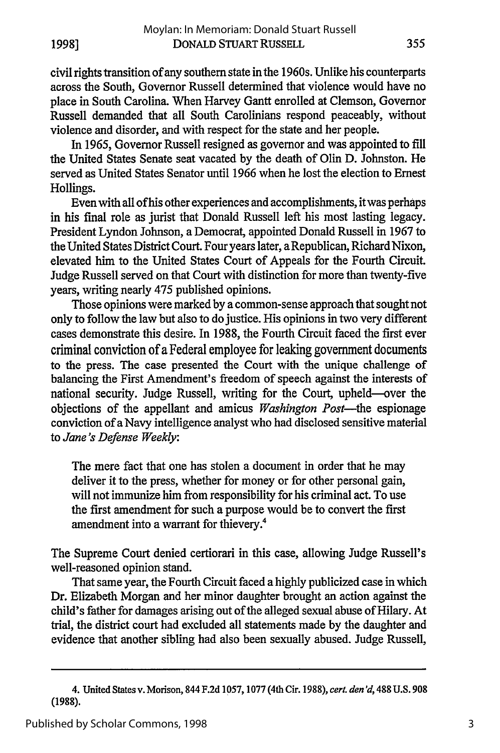civil rights transition of any southern state in the 1960s. Unlike his counterparts across the South, Governor Russell determined that violence would have no place in South Carolina. When Harvey Gantt enrolled at Clemson, Governor Russell demanded that all South Carolinians respond peaceably, without violence and disorder, and with respect for the state and her people.

In 1965, Governor Russell resigned as governor and was appointed to fill the United States Senate seat vacated by the death of Olin D. Johnston. He served as United States Senator until 1966 when he lost the election to Ernest Hollings.

Even with all of his other experiences and accomplishments, it was perhaps in his final role as jurist that Donald Russell left his most lasting legacy. President Lyndon Johnson, a Democrat, appointed Donald Russell in 1967 to the United States District Court. Four years later, a Republican, Richard Nixon, elevated him to the United States Court of Appeals for the Fourth Circuit. Judge Russell served on that Court with distinction for more than twenty-five years, writing nearly 475 published opinions.

Those opinions were marked by a common-sense approach that sought not only to follow the law but also to do justice. His opinions in two very different cases demonstrate this desire. In 1988, the Fourth Circuit faced the first ever criminal conviction of a Federal employee for leaking government documents to the press. The case presented the Court with the unique challenge of balancing the First Amendment's freedom of speech against the interests of national security. Judge Russell, writing for the Court, upheld—over the objections of the appellant and amicus *Washington Post*—the espionage conviction of a Navy intelligence analyst who had disclosed sensitive material to *Jane's Defense Weekly*:

> The mere fact that one has stolen a document in order that he may deliver it to the press, whether for money or for other personal gain, will not immunize him from responsibility for his criminal act. To use the first amendment for such a purpose would be to convert the first amendment into a warrant for thievery.[4]

The Supreme Court denied certiorari in this case, allowing Judge Russell's well-reasoned opinion stand.

That same year, the Fourth Circuit faced a highly publicized case in which Dr. Elizabeth Morgan and her minor daughter brought an action against the child's father for damages arising out of the alleged sexual abuse of Hilary. At trial, the district court had excluded all statements made by the daughter and evidence that another sibling had also been sexually abused. Judge Russell,

---

4. United States v. Morison, 844 F.2d 1057, 1077 (4th Cir. 1988), *cert. den'd*, 488 U.S. 908 (1988).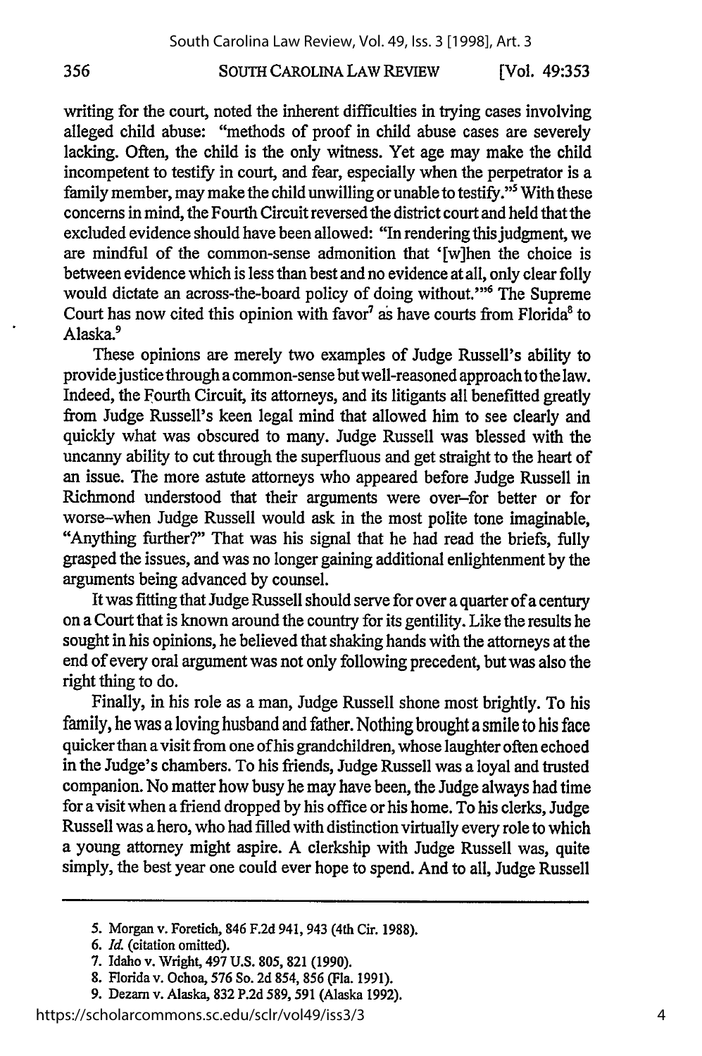writing for the court, noted the inherent difficulties in trying cases involving alleged child abuse: "methods of proof in child abuse cases are severely lacking. Often, the child is the only witness. Yet age may make the child incompetent to testify in court, and fear, especially when the perpetrator is a family member, may make the child unwilling or unable to testify."[5] With these concerns in mind, the Fourth Circuit reversed the district court and held that the excluded evidence should have been allowed: "In rendering this judgment, we are mindful of the common-sense admonition that '[w]hen the choice is between evidence which is less than best and no evidence at all, only clear folly would dictate an across-the-board policy of doing without.'"[6] The Supreme Court has now cited this opinion with favor[7] as have courts from Florida[8] to Alaska.[9]

These opinions are merely two examples of Judge Russell's ability to provide justice through a common-sense but well-reasoned approach to the law. Indeed, the Fourth Circuit, its attorneys, and its litigants all benefitted greatly from Judge Russell's keen legal mind that allowed him to see clearly and quickly what was obscured to many. Judge Russell was blessed with the uncanny ability to cut through the superfluous and get straight to the heart of an issue. The more astute attorneys who appeared before Judge Russell in Richmond understood that their arguments were over–for better or for worse–when Judge Russell would ask in the most polite tone imaginable, "Anything further?" That was his signal that he had read the briefs, fully grasped the issues, and was no longer gaining additional enlightenment by the arguments being advanced by counsel.

It was fitting that Judge Russell should serve for over a quarter of a century on a Court that is known around the country for its gentility. Like the results he sought in his opinions, he believed that shaking hands with the attorneys at the end of every oral argument was not only following precedent, but was also the right thing to do.

Finally, in his role as a man, Judge Russell shone most brightly. To his family, he was a loving husband and father. Nothing brought a smile to his face quicker than a visit from one of his grandchildren, whose laughter often echoed in the Judge's chambers. To his friends, Judge Russell was a loyal and trusted companion. No matter how busy he may have been, the Judge always had time for a visit when a friend dropped by his office or his home. To his clerks, Judge Russell was a hero, who had filled with distinction virtually every role to which a young attorney might aspire. A clerkship with Judge Russell was, quite simply, the best year one could ever hope to spend. And to all, Judge Russell

---

5. Morgan v. Foretich, 846 F.2d 941, 943 (4th Cir. 1988).
6. *Id.* (citation omitted).
7. Idaho v. Wright, 497 U.S. 805, 821 (1990).
8. Florida v. Ochoa, 576 So. 2d 854, 856 (Fla. 1991).
9. Dezarn v. Alaska, 832 P.2d 589, 591 (Alaska 1992).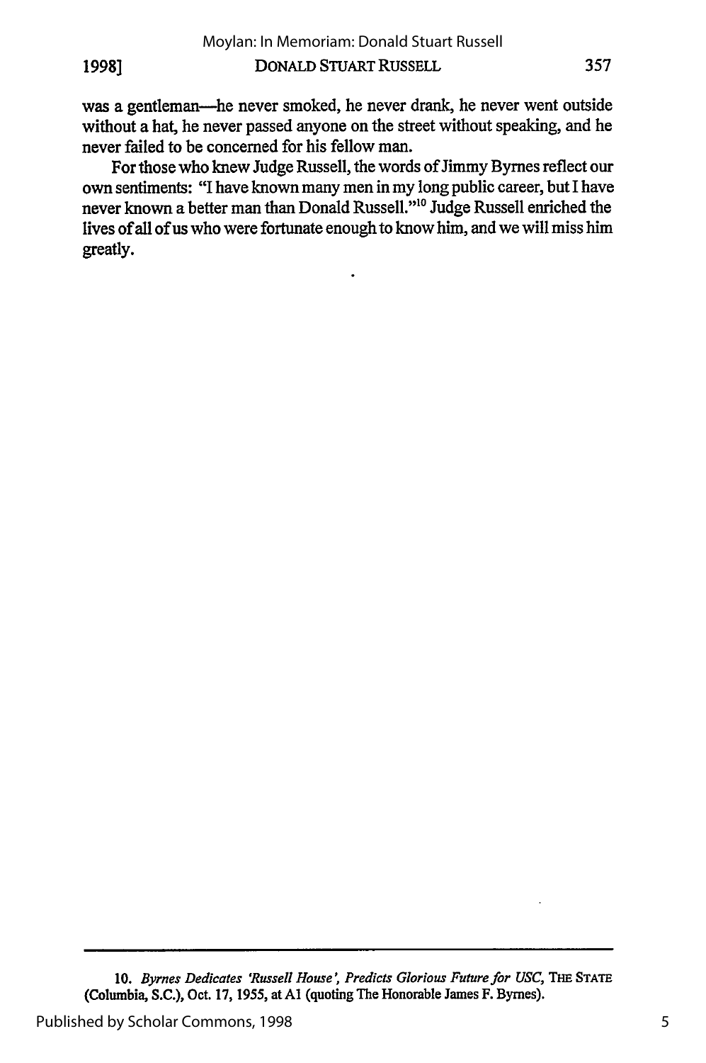was a gentleman—he never smoked, he never drank, he never went outside without a hat, he never passed anyone on the street without speaking, and he never failed to be concerned for his fellow man.

For those who knew Judge Russell, the words of Jimmy Byrnes reflect our own sentiments: "I have known many men in my long public career, but I have never known a better man than Donald Russell."[10] Judge Russell enriched the lives of all of us who were fortunate enough to know him, and we will miss him greatly.

---

10. *Byrnes Dedicates 'Russell House', Predicts Glorious Future for USC*, THE STATE (Columbia, S.C.), Oct. 17, 1955, at A1 (quoting The Honorable James F. Byrnes).